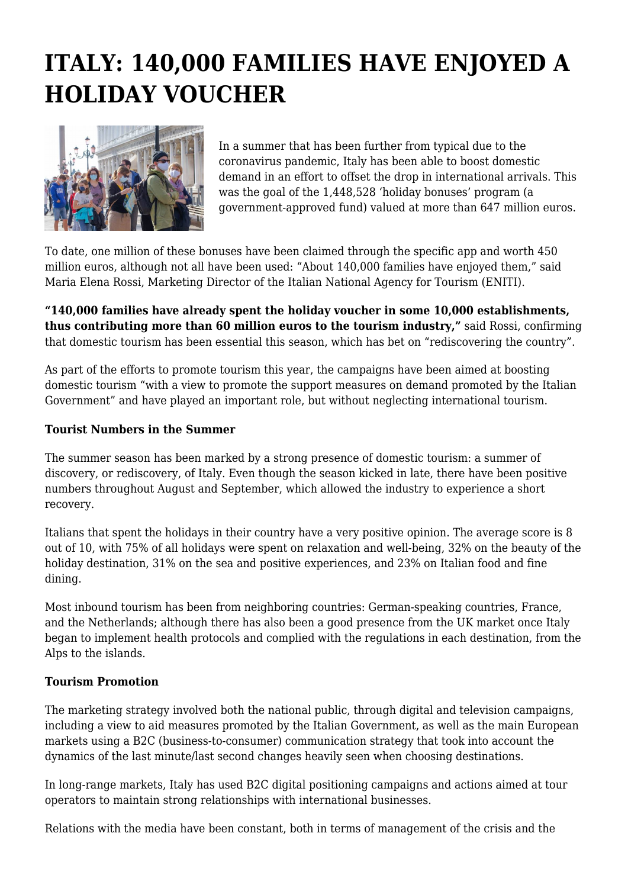# ITALY: 140,000 FAMILIES HAVE ENJOYED A HOLIDAY VOUCHER

In a summer that has been further from typical due to the coronavirus pandemic, Italy has been able to boost domestic demand in an effort to offset the drop in international arrivals. This was the goal of the 1,448,528 'holiday bonuses' program (a government-approved fund) valued at more than 647 million euros.

To date, one million of these bonuses have been claimed through the specific app and worth 450 million euros, although not all have been used: "About 140,000 families have enjoyed them," said Maria Elena Rossi, Marketing Director of the Italian National Agency for Tourism (ENITI).

**"140,000 families have already spent the holiday voucher in some 10,000 establishments, thus contributing more than 60 million euros to the tourism industry,"** said Rossi, confirming that domestic tourism has been essential this season, which has bet on "rediscovering the country".

As part of the efforts to promote tourism this year, the campaigns have been aimed at boosting domestic tourism "with a view to promote the support measures on demand promoted by the Italian Government" and have played an important role, but without neglecting international tourism.

**Tourist Numbers in the Summer**

The summer season has been marked by a strong presence of domestic tourism: a summer of discovery, or rediscovery, of Italy. Even though the season kicked in late, there have been positive numbers throughout August and September, which allowed the industry to experience a short recovery.

Italians that spent the holidays in their country have a very positive opinion. The average score is 8 out of 10, with 75% of all holidays were spent on relaxation and well-being, 32% on the beauty of the holiday destination, 31% on the sea and positive experiences, and 23% on Italian food and fine dining.

Most inbound tourism has been from neighboring countries: German-speaking countries, France, and the Netherlands; although there has also been a good presence from the UK market once Italy began to implement health protocols and complied with the regulations in each destination, from the Alps to the islands.

**Tourism Promotion**

The marketing strategy involved both the national public, through digital and television campaigns, including a view to aid measures promoted by the Italian Government, as well as the main European markets using a B2C (business-to-consumer) communication strategy that took into account the dynamics of the last minute/last second changes heavily seen when choosing destinations.

In long-range markets, Italy has used B2C digital positioning campaigns and actions aimed at tour operators to maintain strong relationships with international businesses.

Relations with the media have been constant, both in terms of management of the crisis and the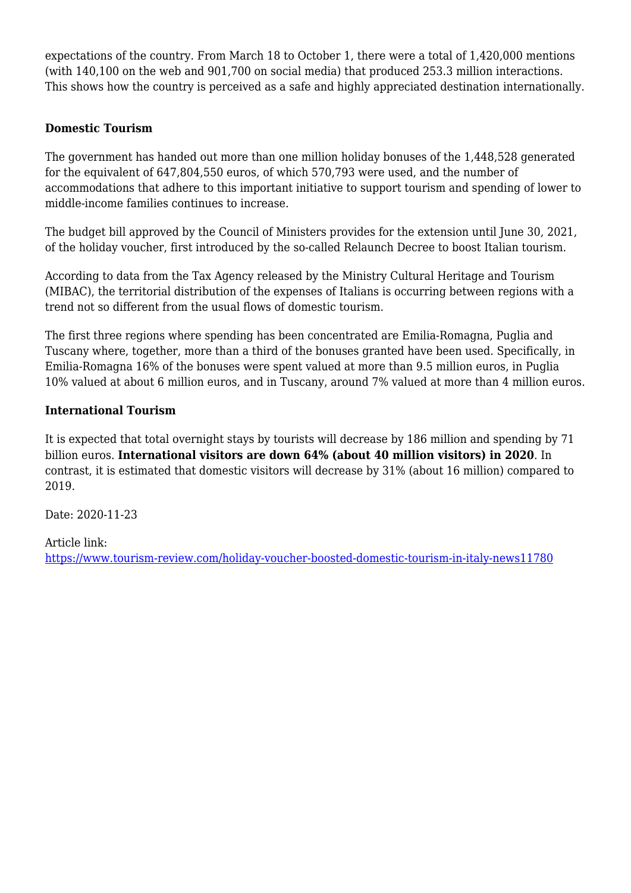expectations of the country. From March 18 to October 1, there were a total of 1,420,000 mentions (with 140,100 on the web and 901,700 on social media) that produced 253.3 million interactions. This shows how the country is perceived as a safe and highly appreciated destination internationally.

**Domestic Tourism**

The government has handed out more than one million holiday bonuses of the 1,448,528 generated for the equivalent of 647,804,550 euros, of which 570,793 were used, and the number of accommodations that adhere to this important initiative to support tourism and spending of lower to middle-income families continues to increase.

The budget bill approved by the Council of Ministers provides for the extension until June 30, 2021, of the holiday voucher, first introduced by the so-called Relaunch Decree to boost Italian tourism.

According to data from the Tax Agency released by the Ministry Cultural Heritage and Tourism (MIBAC), the territorial distribution of the expenses of Italians is occurring between regions with a trend not so different from the usual flows of domestic tourism.

The first three regions where spending has been concentrated are Emilia-Romagna, Puglia and Tuscany where, together, more than a third of the bonuses granted have been used. Specifically, in Emilia-Romagna 16% of the bonuses were spent valued at more than 9.5 million euros, in Puglia 10% valued at about 6 million euros, and in Tuscany, around 7% valued at more than 4 million euros.

**International Tourism**

It is expected that total overnight stays by tourists will decrease by 186 million and spending by 71 billion euros. **International visitors are down 64% (about 40 million visitors) in 2020**. In contrast, it is estimated that domestic visitors will decrease by 31% (about 16 million) compared to 2019.

Date: 2020-11-23

Article link:
https://www.tourism-review.com/holiday-voucher-boosted-domestic-tourism-in-italy-news11780